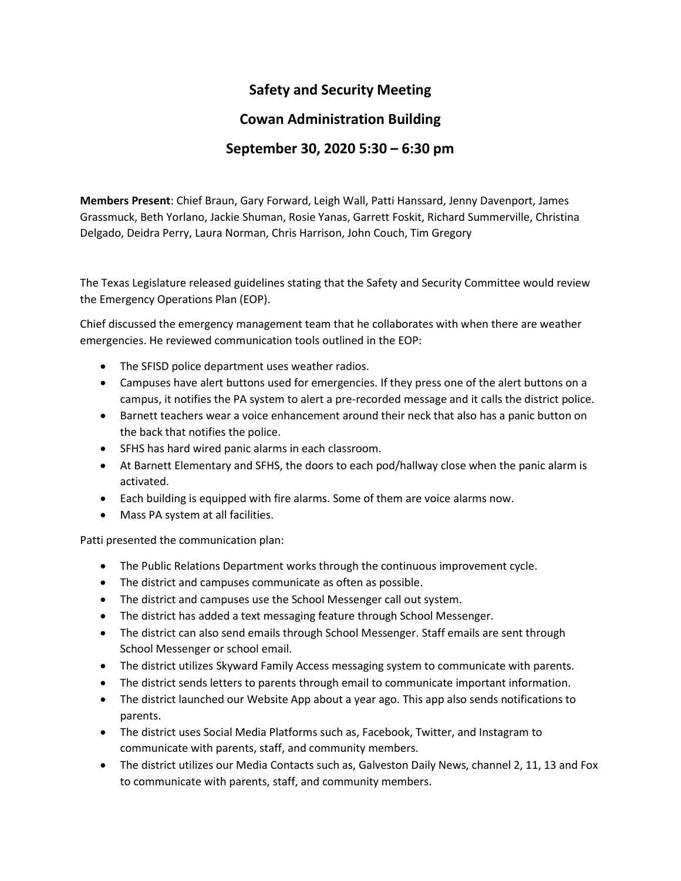# Safety and Security Meeting

# Cowan Administration Building

# September 30, 2020 5:30 – 6:30 pm

**Members Present**: Chief Braun, Gary Forward, Leigh Wall, Patti Hanssard, Jenny Davenport, James Grassmuck, Beth Yorlano, Jackie Shuman, Rosie Yanas, Garrett Foskit, Richard Summerville, Christina Delgado, Deidra Perry, Laura Norman, Chris Harrison, John Couch, Tim Gregory

The Texas Legislature released guidelines stating that the Safety and Security Committee would review the Emergency Operations Plan (EOP).

Chief discussed the emergency management team that he collaborates with when there are weather emergencies. He reviewed communication tools outlined in the EOP:

- The SFISD police department uses weather radios.
- Campuses have alert buttons used for emergencies. If they press one of the alert buttons on a campus, it notifies the PA system to alert a pre-recorded message and it calls the district police.
- Barnett teachers wear a voice enhancement around their neck that also has a panic button on the back that notifies the police.
- SFHS has hard wired panic alarms in each classroom.
- At Barnett Elementary and SFHS, the doors to each pod/hallway close when the panic alarm is activated.
- Each building is equipped with fire alarms. Some of them are voice alarms now.
- Mass PA system at all facilities.

Patti presented the communication plan:

- The Public Relations Department works through the continuous improvement cycle.
- The district and campuses communicate as often as possible.
- The district and campuses use the School Messenger call out system.
- The district has added a text messaging feature through School Messenger.
- The district can also send emails through School Messenger. Staff emails are sent through School Messenger or school email.
- The district utilizes Skyward Family Access messaging system to communicate with parents.
- The district sends letters to parents through email to communicate important information.
- The district launched our Website App about a year ago. This app also sends notifications to parents.
- The district uses Social Media Platforms such as, Facebook, Twitter, and Instagram to communicate with parents, staff, and community members.
- The district utilizes our Media Contacts such as, Galveston Daily News, channel 2, 11, 13 and Fox to communicate with parents, staff, and community members.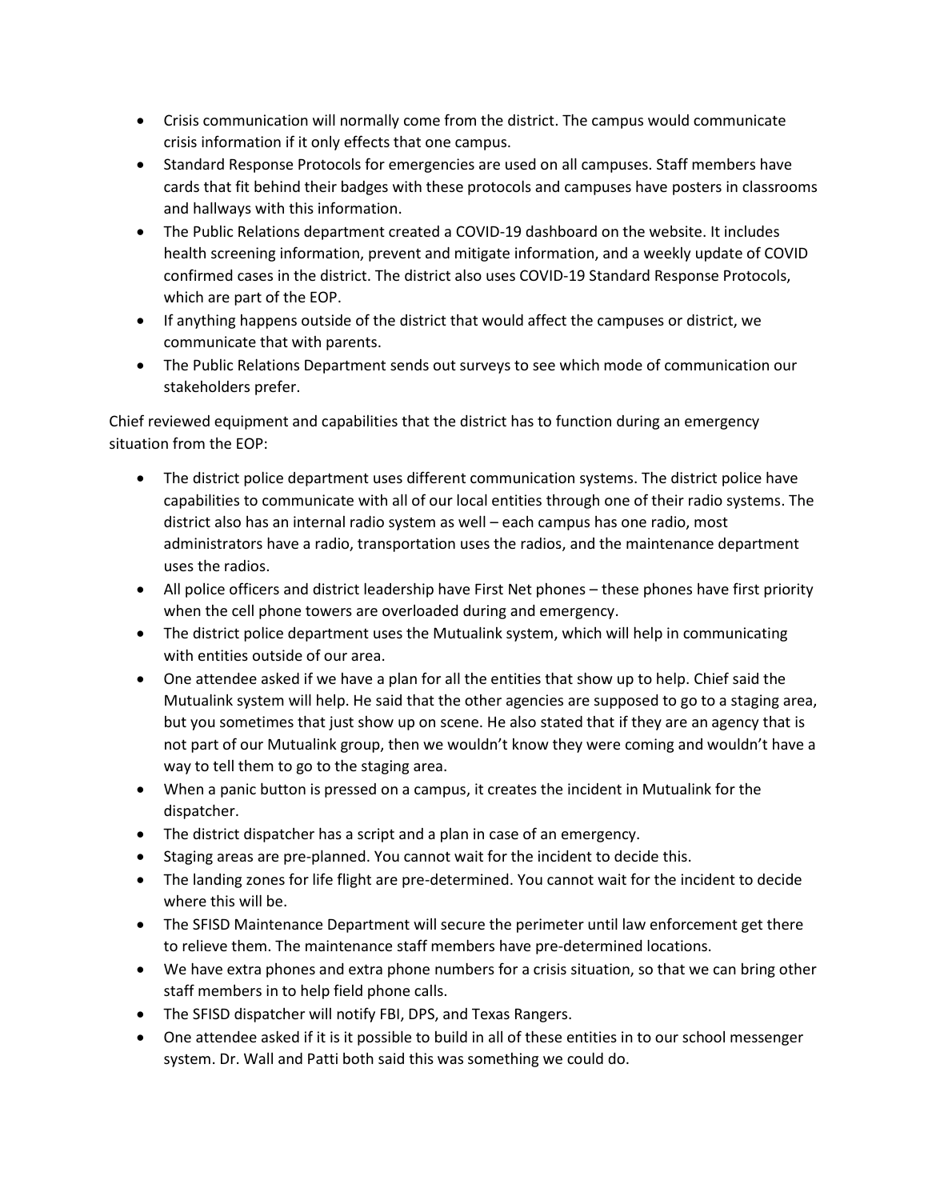- Crisis communication will normally come from the district. The campus would communicate crisis information if it only effects that one campus.
- Standard Response Protocols for emergencies are used on all campuses. Staff members have cards that fit behind their badges with these protocols and campuses have posters in classrooms and hallways with this information.
- The Public Relations department created a COVID-19 dashboard on the website. It includes health screening information, prevent and mitigate information, and a weekly update of COVID confirmed cases in the district. The district also uses COVID-19 Standard Response Protocols, which are part of the EOP.
- If anything happens outside of the district that would affect the campuses or district, we communicate that with parents.
- The Public Relations Department sends out surveys to see which mode of communication our stakeholders prefer.

Chief reviewed equipment and capabilities that the district has to function during an emergency situation from the EOP:

- The district police department uses different communication systems. The district police have capabilities to communicate with all of our local entities through one of their radio systems. The district also has an internal radio system as well – each campus has one radio, most administrators have a radio, transportation uses the radios, and the maintenance department uses the radios.
- All police officers and district leadership have First Net phones – these phones have first priority when the cell phone towers are overloaded during and emergency.
- The district police department uses the Mutualink system, which will help in communicating with entities outside of our area.
- One attendee asked if we have a plan for all the entities that show up to help. Chief said the Mutualink system will help. He said that the other agencies are supposed to go to a staging area, but you sometimes that just show up on scene. He also stated that if they are an agency that is not part of our Mutualink group, then we wouldn't know they were coming and wouldn't have a way to tell them to go to the staging area.
- When a panic button is pressed on a campus, it creates the incident in Mutualink for the dispatcher.
- The district dispatcher has a script and a plan in case of an emergency.
- Staging areas are pre-planned. You cannot wait for the incident to decide this.
- The landing zones for life flight are pre-determined. You cannot wait for the incident to decide where this will be.
- The SFISD Maintenance Department will secure the perimeter until law enforcement get there to relieve them. The maintenance staff members have pre-determined locations.
- We have extra phones and extra phone numbers for a crisis situation, so that we can bring other staff members in to help field phone calls.
- The SFISD dispatcher will notify FBI, DPS, and Texas Rangers.
- One attendee asked if it is it possible to build in all of these entities in to our school messenger system. Dr. Wall and Patti both said this was something we could do.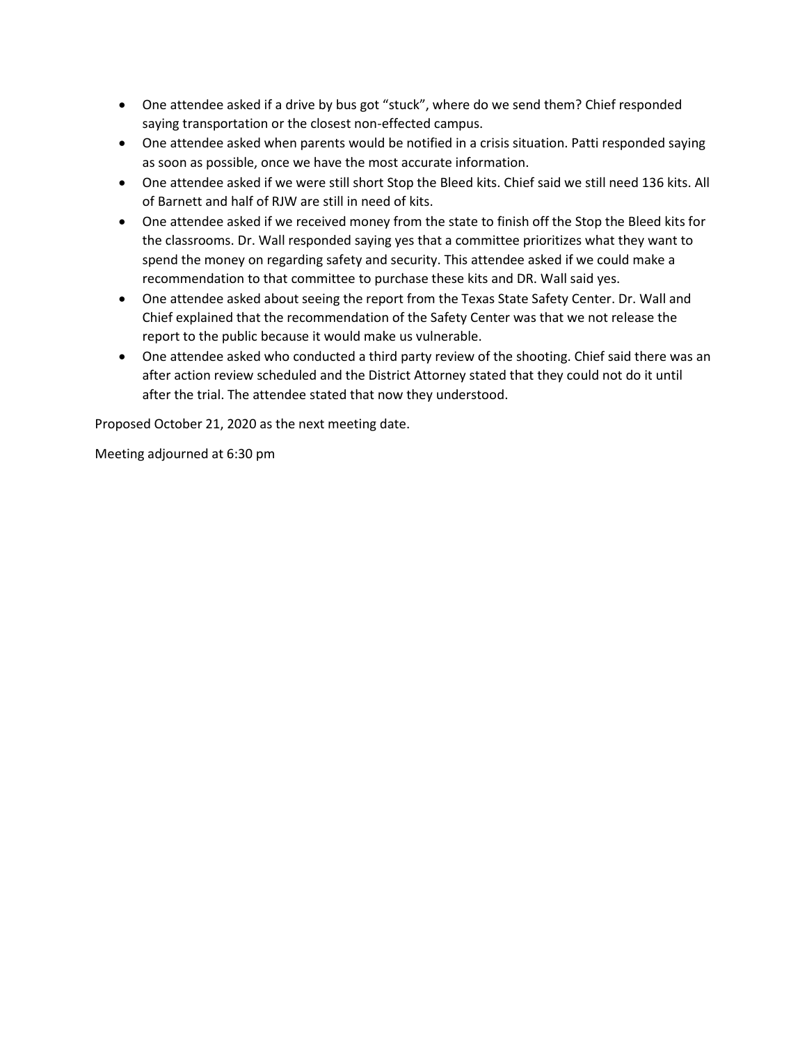- One attendee asked if a drive by bus got "stuck", where do we send them? Chief responded saying transportation or the closest non-effected campus.
- One attendee asked when parents would be notified in a crisis situation. Patti responded saying as soon as possible, once we have the most accurate information.
- One attendee asked if we were still short Stop the Bleed kits. Chief said we still need 136 kits. All of Barnett and half of RJW are still in need of kits.
- One attendee asked if we received money from the state to finish off the Stop the Bleed kits for the classrooms. Dr. Wall responded saying yes that a committee prioritizes what they want to spend the money on regarding safety and security. This attendee asked if we could make a recommendation to that committee to purchase these kits and DR. Wall said yes.
- One attendee asked about seeing the report from the Texas State Safety Center. Dr. Wall and Chief explained that the recommendation of the Safety Center was that we not release the report to the public because it would make us vulnerable.
- One attendee asked who conducted a third party review of the shooting. Chief said there was an after action review scheduled and the District Attorney stated that they could not do it until after the trial. The attendee stated that now they understood.

Proposed October 21, 2020 as the next meeting date.

Meeting adjourned at 6:30 pm